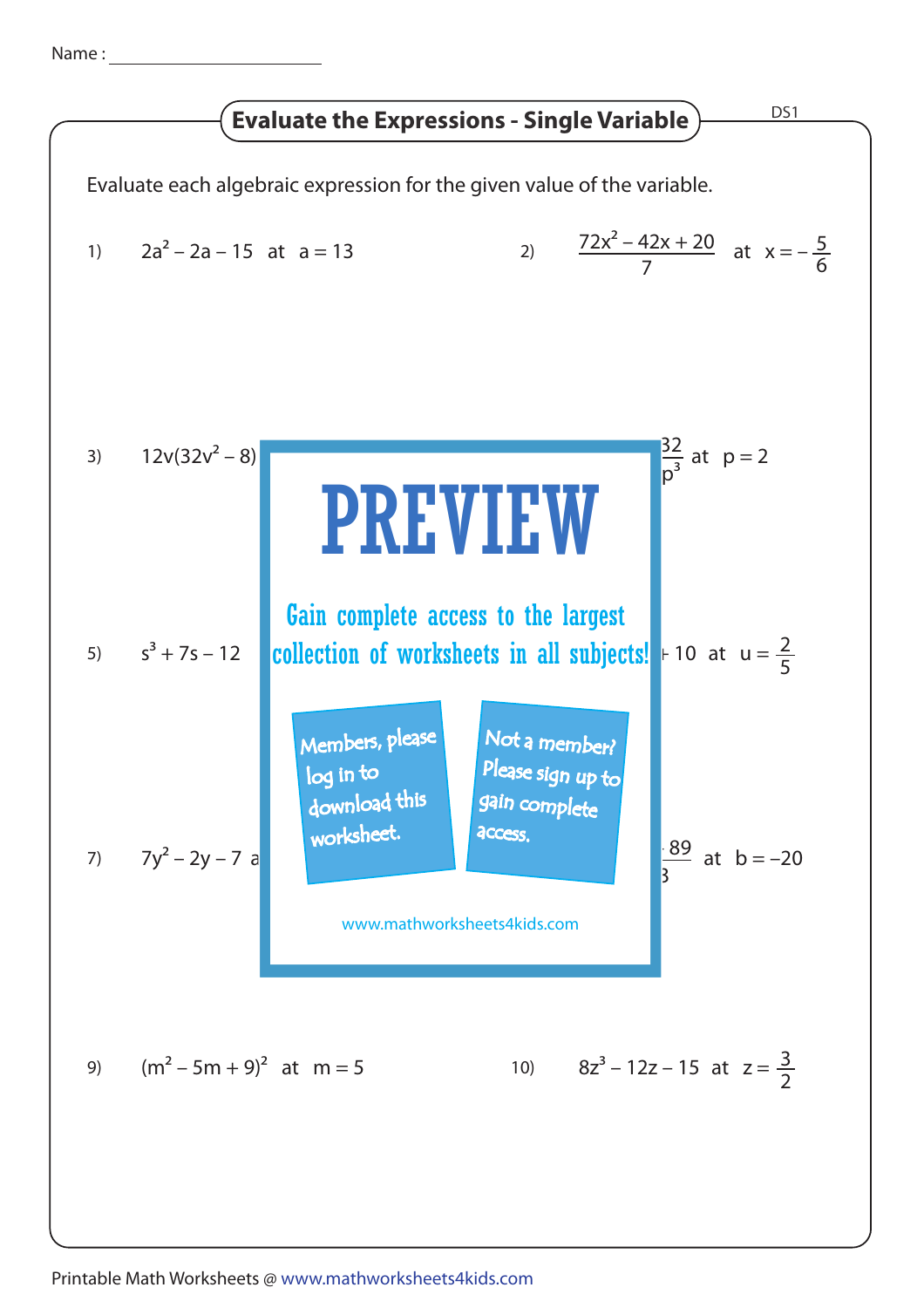Name : ______________________

## Evaluate the Expressions - Single Variable

DS1

Evaluate each algebraic expression for the given value of the variable.

1) $2a^2 - 2a - 15$ at $a = 13$

2) $\dfrac{72x^2 - 42x + 20}{7}$ at $x = -\dfrac{5}{6}$

3) $12v(32v^2 - 8)$

4) $\dfrac{32}{p^3}$ at $p = 2$

PREVIEW

Gain complete access to the largest collection of worksheets in all subjects!

Members, please log in to download this worksheet.

Not a member? Please sign up to gain complete access.

www.mathworksheets4kids.com

5) $s^3 + 7s - 12$

6) $+ 10$ at $u = \dfrac{2}{5}$

7) $7y^2 - 2y - 7$ a

8) $\dfrac{\ \ 89}{3}$ at $b = -20$

9) $(m^2 - 5m + 9)^2$ at $m = 5$

10) $8z^3 - 12z - 15$ at $z = \dfrac{3}{2}$

Printable Math Worksheets @ www.mathworksheets4kids.com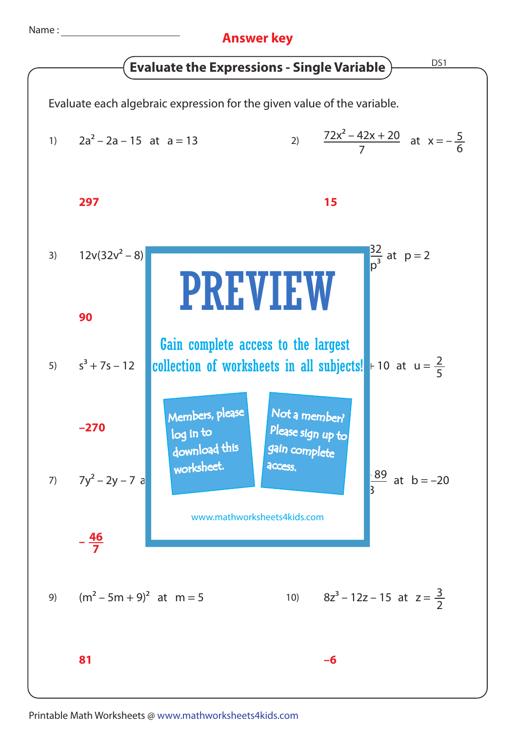Name : ______________________

**Answer key**

## Evaluate the Expressions - Single Variable

DS1

Evaluate each algebraic expression for the given value of the variable.

1) $2a^2 - 2a - 15$ at $a = 13$

**297**

2) $\dfrac{72x^2 - 42x + 20}{7}$ at $x = -\dfrac{5}{6}$

**15**

3) $12v(32v^2 - 8)$

**90**

4) $\dfrac{32}{p^3}$ at $p = 2$

5) $s^3 + 7s - 12$

**–270**

6) $+ 10$ at $u = \dfrac{2}{5}$

7) $7y^2 - 2y - 7$ a

**$-\dfrac{46}{7}$**

8) $\dfrac{89}{3}$ at $b = -20$

PREVIEW

Gain complete access to the largest collection of worksheets in all subjects!

Members, please log in to download this worksheet.

Not a member? Please sign up to gain complete access.

www.mathworksheets4kids.com

9) $(m^2 - 5m + 9)^2$ at $m = 5$

**81**

10) $8z^3 - 12z - 15$ at $z = \dfrac{3}{2}$

**–6**

Printable Math Worksheets @ www.mathworksheets4kids.com